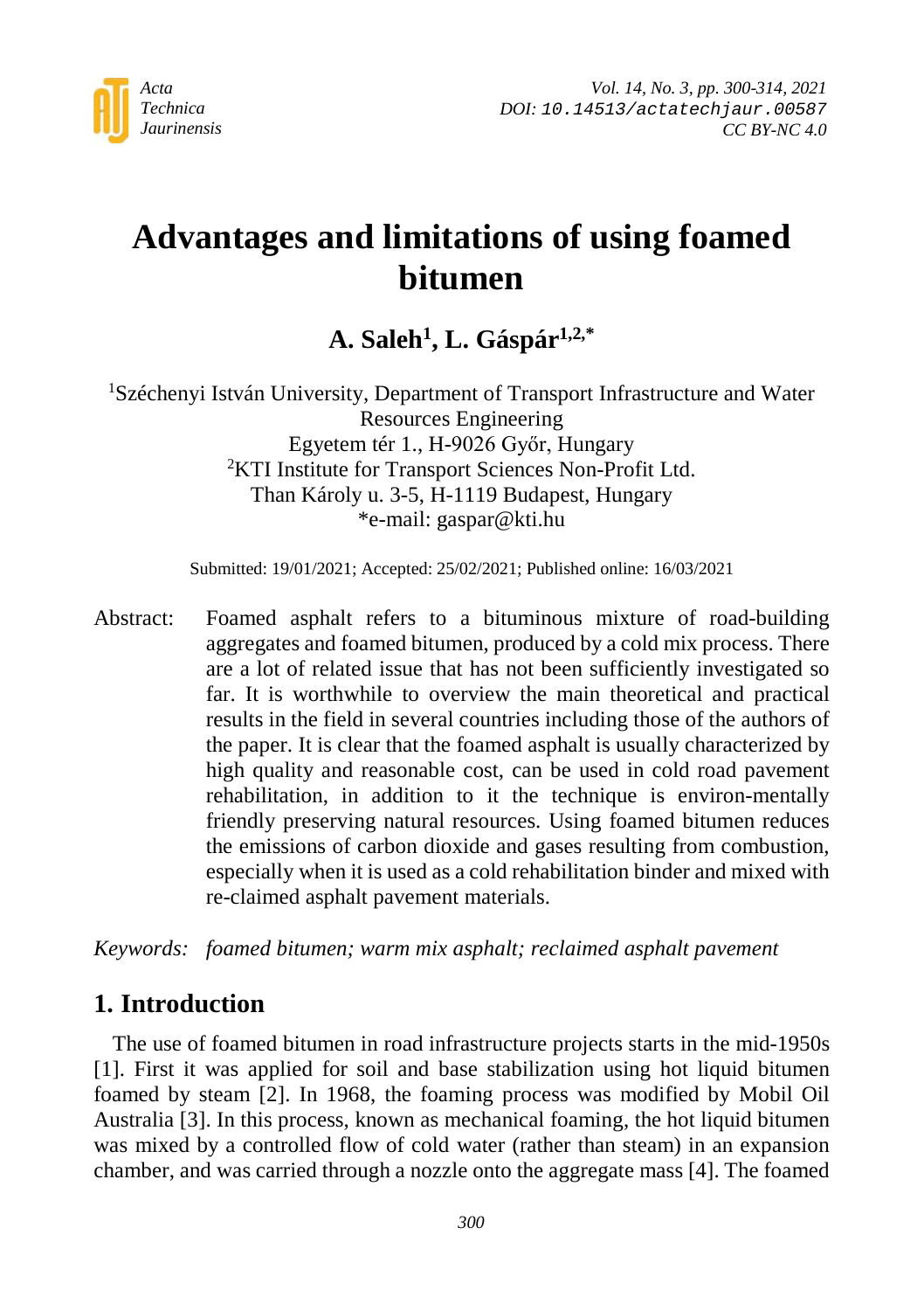# Advantages and limitations of using foamed bitumen

**A. Saleh[1], L. Gáspár[1,2,*]**

[1]Széchenyi István University, Department of Transport Infrastructure and Water Resources Engineering
Egyetem tér 1., H-9026 Győr, Hungary
[2]KTI Institute for Transport Sciences Non-Profit Ltd.
Than Károly u. 3-5, H-1119 Budapest, Hungary
*e-mail: gaspar@kti.hu

Submitted: 19/01/2021; Accepted: 25/02/2021; Published online: 16/03/2021

Abstract: Foamed asphalt refers to a bituminous mixture of road-building aggregates and foamed bitumen, produced by a cold mix process. There are a lot of related issue that has not been sufficiently investigated so far. It is worthwhile to overview the main theoretical and practical results in the field in several countries including those of the authors of the paper. It is clear that the foamed asphalt is usually characterized by high quality and reasonable cost, can be used in cold road pavement rehabilitation, in addition to it the technique is environ-mentally friendly preserving natural resources. Using foamed bitumen reduces the emissions of carbon dioxide and gases resulting from combustion, especially when it is used as a cold rehabilitation binder and mixed with re-claimed asphalt pavement materials.

*Keywords: foamed bitumen; warm mix asphalt; reclaimed asphalt pavement*

## 1. Introduction

The use of foamed bitumen in road infrastructure projects starts in the mid-1950s [1]. First it was applied for soil and base stabilization using hot liquid bitumen foamed by steam [2]. In 1968, the foaming process was modified by Mobil Oil Australia [3]. In this process, known as mechanical foaming, the hot liquid bitumen was mixed by a controlled flow of cold water (rather than steam) in an expansion chamber, and was carried through a nozzle onto the aggregate mass [4]. The foamed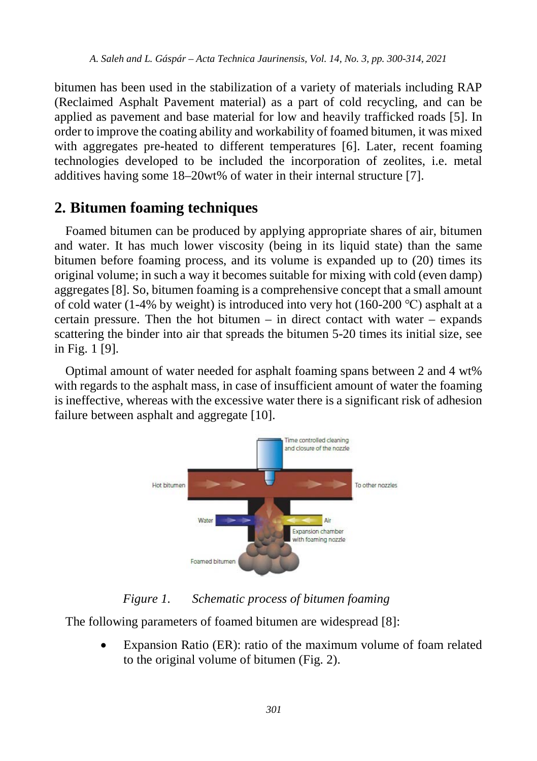bitumen has been used in the stabilization of a variety of materials including RAP (Reclaimed Asphalt Pavement material) as a part of cold recycling, and can be applied as pavement and base material for low and heavily trafficked roads [5]. In order to improve the coating ability and workability of foamed bitumen, it was mixed with aggregates pre-heated to different temperatures [6]. Later, recent foaming technologies developed to be included the incorporation of zeolites, i.e. metal additives having some 18–20wt% of water in their internal structure [7].

## 2. Bitumen foaming techniques

Foamed bitumen can be produced by applying appropriate shares of air, bitumen and water. It has much lower viscosity (being in its liquid state) than the same bitumen before foaming process, and its volume is expanded up to (20) times its original volume; in such a way it becomes suitable for mixing with cold (even damp) aggregates [8]. So, bitumen foaming is a comprehensive concept that a small amount of cold water (1-4% by weight) is introduced into very hot (160-200 °C) asphalt at a certain pressure. Then the hot bitumen – in direct contact with water – expands scattering the binder into air that spreads the bitumen 5-20 times its initial size, see in Fig. 1 [9].

Optimal amount of water needed for asphalt foaming spans between 2 and 4 wt% with regards to the asphalt mass, in case of insufficient amount of water the foaming is ineffective, whereas with the excessive water there is a significant risk of adhesion failure between asphalt and aggregate [10].

*Figure 1. Schematic process of bitumen foaming*

The following parameters of foamed bitumen are widespread [8]:

- Expansion Ratio (ER): ratio of the maximum volume of foam related to the original volume of bitumen (Fig. 2).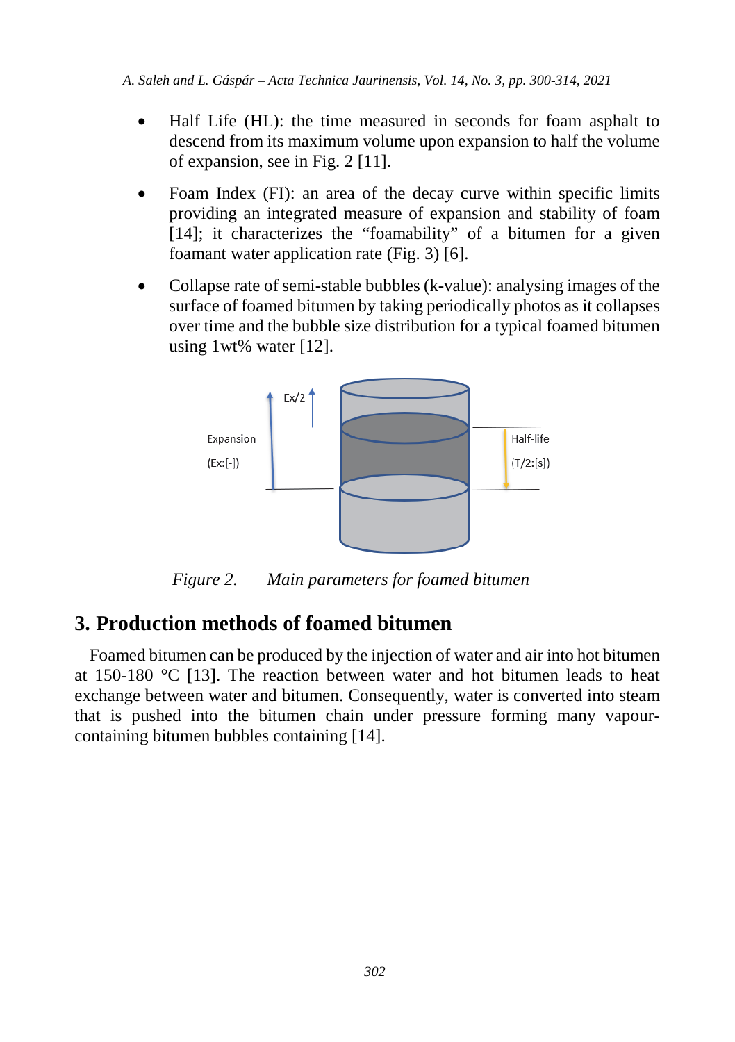- Half Life (HL): the time measured in seconds for foam asphalt to descend from its maximum volume upon expansion to half the volume of expansion, see in Fig. 2 [11].
- Foam Index (FI): an area of the decay curve within specific limits providing an integrated measure of expansion and stability of foam [14]; it characterizes the "foamability" of a bitumen for a given foamant water application rate (Fig. 3) [6].
- Collapse rate of semi-stable bubbles (k-value): analysing images of the surface of foamed bitumen by taking periodically photos as it collapses over time and the bubble size distribution for a typical foamed bitumen using 1wt% water [12].

*Figure 2. Main parameters for foamed bitumen*

## 3. Production methods of foamed bitumen

Foamed bitumen can be produced by the injection of water and air into hot bitumen at 150-180 °C [13]. The reaction between water and hot bitumen leads to heat exchange between water and bitumen. Consequently, water is converted into steam that is pushed into the bitumen chain under pressure forming many vapour-containing bitumen bubbles containing [14].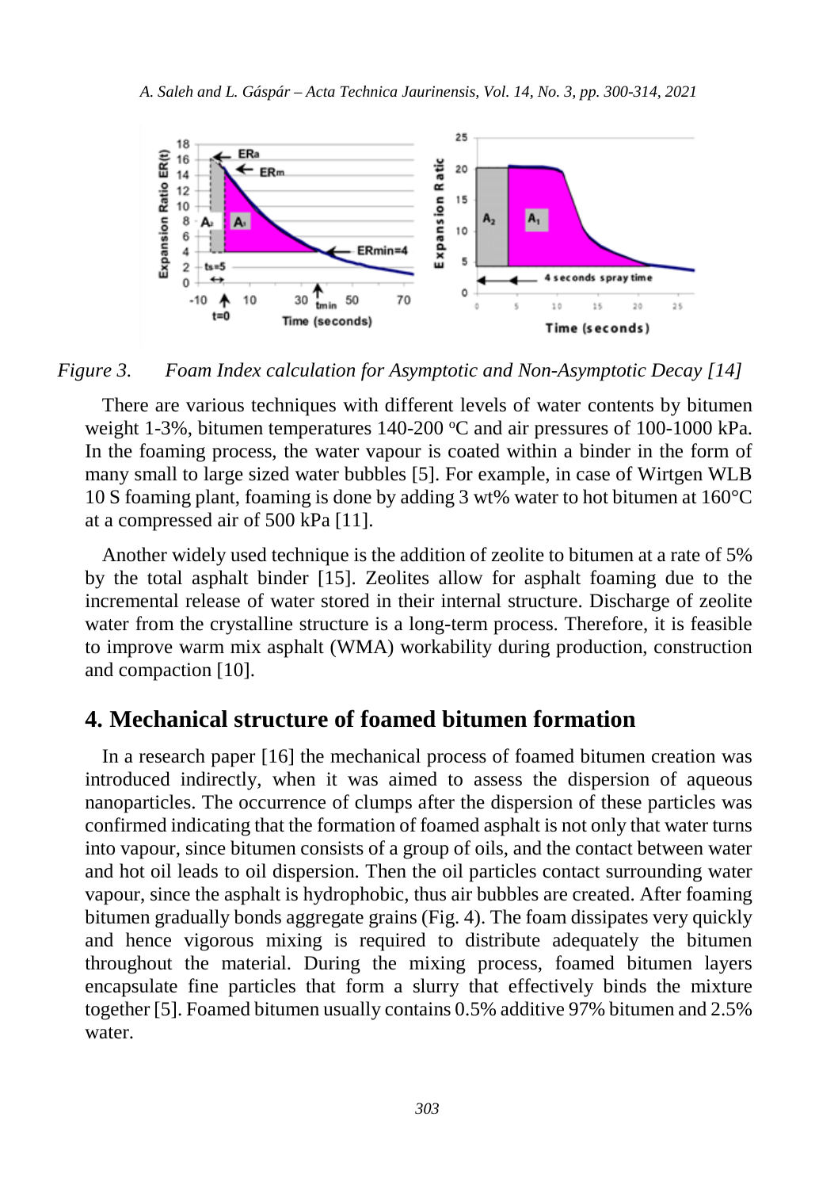*Figure 3. Foam Index calculation for Asymptotic and Non-Asymptotic Decay [14]*

There are various techniques with different levels of water contents by bitumen weight 1-3%, bitumen temperatures 140-200 °C and air pressures of 100-1000 kPa. In the foaming process, the water vapour is coated within a binder in the form of many small to large sized water bubbles [5]. For example, in case of Wirtgen WLB 10 S foaming plant, foaming is done by adding 3 wt% water to hot bitumen at 160°C at a compressed air of 500 kPa [11].

Another widely used technique is the addition of zeolite to bitumen at a rate of 5% by the total asphalt binder [15]. Zeolites allow for asphalt foaming due to the incremental release of water stored in their internal structure. Discharge of zeolite water from the crystalline structure is a long-term process. Therefore, it is feasible to improve warm mix asphalt (WMA) workability during production, construction and compaction [10].

## 4. Mechanical structure of foamed bitumen formation

In a research paper [16] the mechanical process of foamed bitumen creation was introduced indirectly, when it was aimed to assess the dispersion of aqueous nanoparticles. The occurrence of clumps after the dispersion of these particles was confirmed indicating that the formation of foamed asphalt is not only that water turns into vapour, since bitumen consists of a group of oils, and the contact between water and hot oil leads to oil dispersion. Then the oil particles contact surrounding water vapour, since the asphalt is hydrophobic, thus air bubbles are created. After foaming bitumen gradually bonds aggregate grains (Fig. 4). The foam dissipates very quickly and hence vigorous mixing is required to distribute adequately the bitumen throughout the material. During the mixing process, foamed bitumen layers encapsulate fine particles that form a slurry that effectively binds the mixture together [5]. Foamed bitumen usually contains 0.5% additive 97% bitumen and 2.5% water.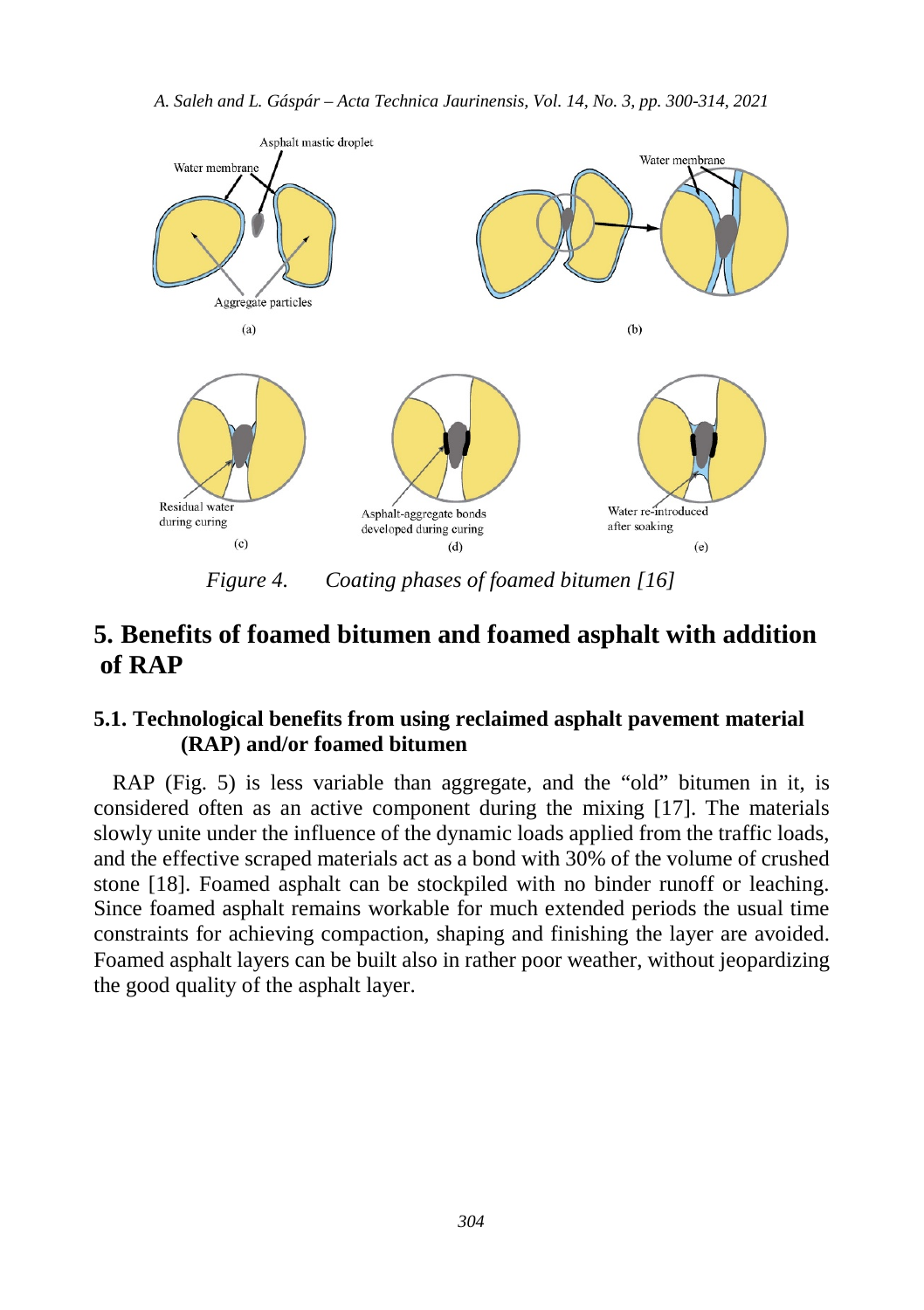*Figure 4. Coating phases of foamed bitumen [16]*

## 5. Benefits of foamed bitumen and foamed asphalt with addition of RAP

### 5.1. Technological benefits from using reclaimed asphalt pavement material (RAP) and/or foamed bitumen

RAP (Fig. 5) is less variable than aggregate, and the "old" bitumen in it, is considered often as an active component during the mixing [17]. The materials slowly unite under the influence of the dynamic loads applied from the traffic loads, and the effective scraped materials act as a bond with 30% of the volume of crushed stone [18]. Foamed asphalt can be stockpiled with no binder runoff or leaching. Since foamed asphalt remains workable for much extended periods the usual time constraints for achieving compaction, shaping and finishing the layer are avoided. Foamed asphalt layers can be built also in rather poor weather, without jeopardizing the good quality of the asphalt layer.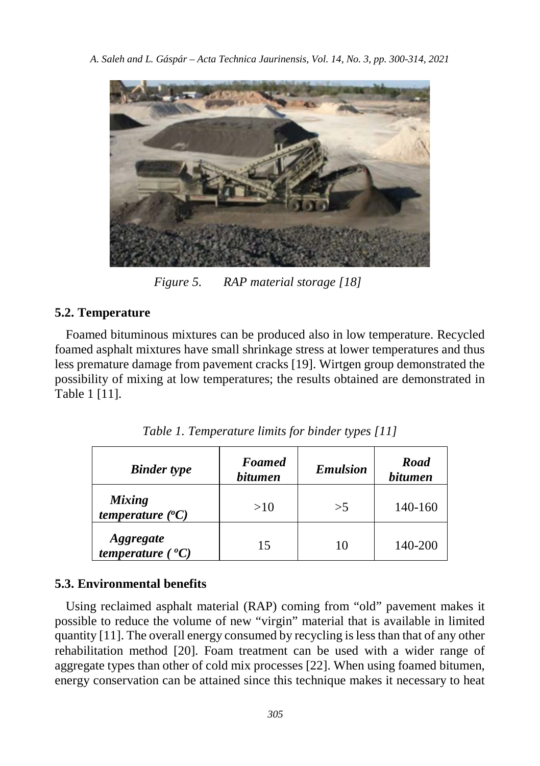Figure 5. RAP material storage [18]

## 5.2. Temperature

Foamed bituminous mixtures can be produced also in low temperature. Recycled foamed asphalt mixtures have small shrinkage stress at lower temperatures and thus less premature damage from pavement cracks [19]. Wirtgen group demonstrated the possibility of mixing at low temperatures; the results obtained are demonstrated in Table 1 [11].

*Table 1. Temperature limits for binder types [11]*

| ***Binder type*** | ***Foamed bitumen*** | ***Emulsion*** | ***Road bitumen*** |
|---|---|---|---|
| ***Mixing temperature (ºC)*** | >10 | >5 | 140-160 |
| ***Aggregate temperature ( ºC)*** | 15 | 10 | 140-200 |

## 5.3. Environmental benefits

Using reclaimed asphalt material (RAP) coming from "old" pavement makes it possible to reduce the volume of new "virgin" material that is available in limited quantity [11]. The overall energy consumed by recycling is less than that of any other rehabilitation method [20]. Foam treatment can be used with a wider range of aggregate types than other of cold mix processes [22]. When using foamed bitumen, energy conservation can be attained since this technique makes it necessary to heat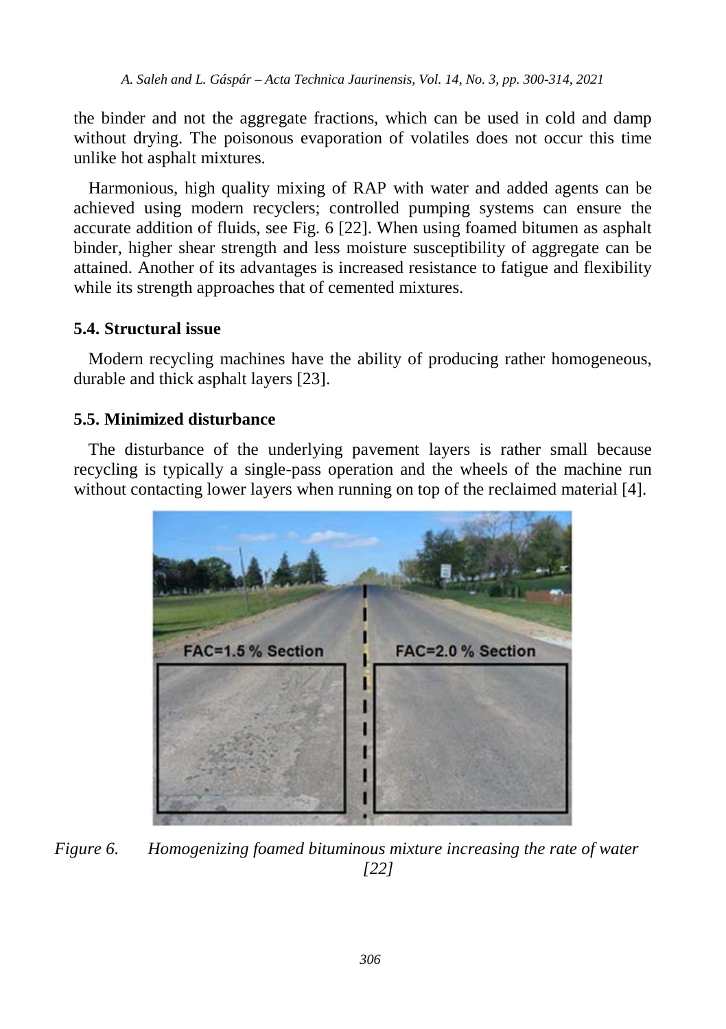the binder and not the aggregate fractions, which can be used in cold and damp without drying. The poisonous evaporation of volatiles does not occur this time unlike hot asphalt mixtures.

Harmonious, high quality mixing of RAP with water and added agents can be achieved using modern recyclers; controlled pumping systems can ensure the accurate addition of fluids, see Fig. 6 [22]. When using foamed bitumen as asphalt binder, higher shear strength and less moisture susceptibility of aggregate can be attained. Another of its advantages is increased resistance to fatigue and flexibility while its strength approaches that of cemented mixtures.

### 5.4. Structural issue

Modern recycling machines have the ability of producing rather homogeneous, durable and thick asphalt layers [23].

### 5.5. Minimized disturbance

The disturbance of the underlying pavement layers is rather small because recycling is typically a single-pass operation and the wheels of the machine run without contacting lower layers when running on top of the reclaimed material [4].

*Figure 6. Homogenizing foamed bituminous mixture increasing the rate of water [22]*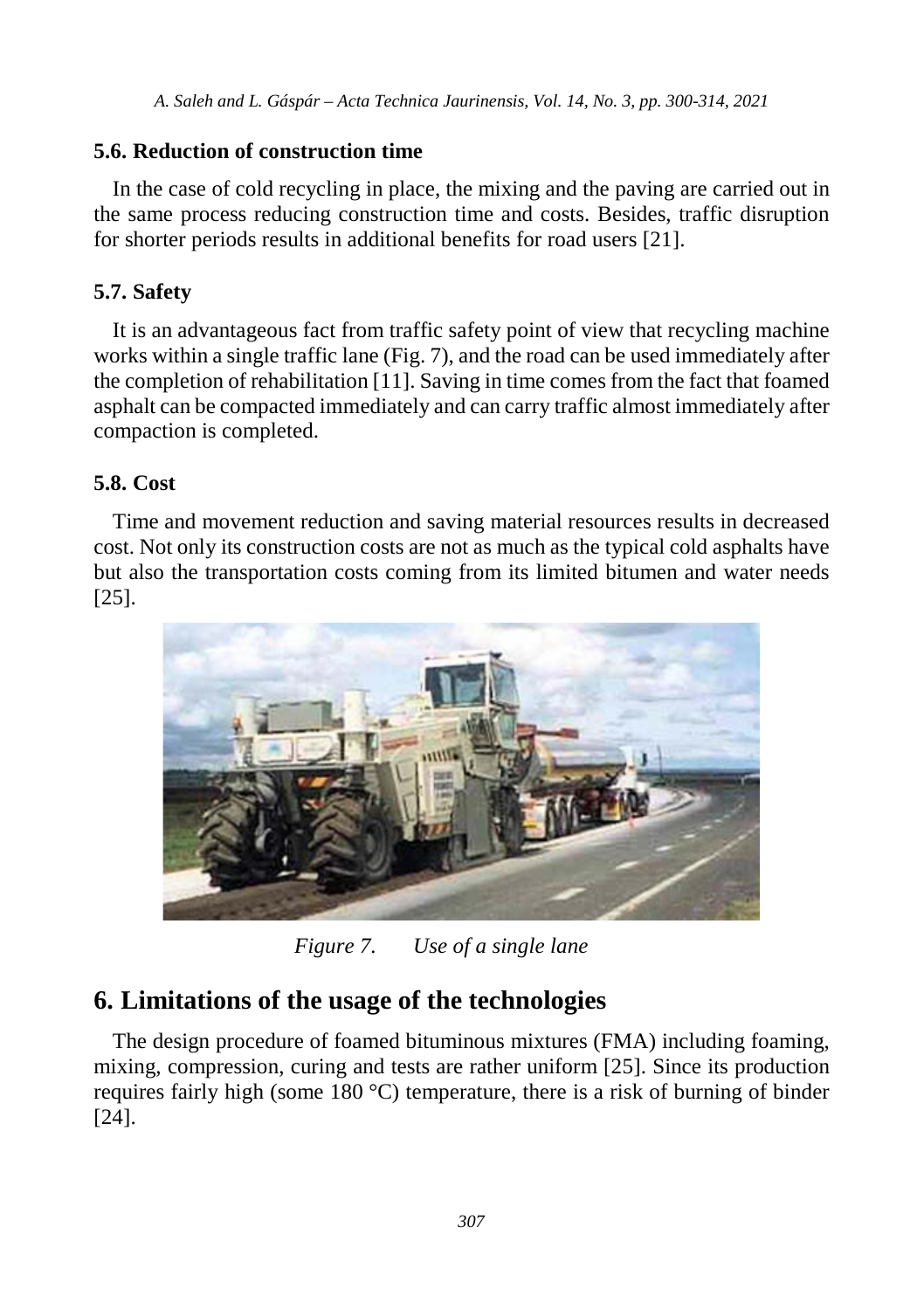### 5.6. Reduction of construction time

In the case of cold recycling in place, the mixing and the paving are carried out in the same process reducing construction time and costs. Besides, traffic disruption for shorter periods results in additional benefits for road users [21].

### 5.7. Safety

It is an advantageous fact from traffic safety point of view that recycling machine works within a single traffic lane (Fig. 7), and the road can be used immediately after the completion of rehabilitation [11]. Saving in time comes from the fact that foamed asphalt can be compacted immediately and can carry traffic almost immediately after compaction is completed.

### 5.8. Cost

Time and movement reduction and saving material resources results in decreased cost. Not only its construction costs are not as much as the typical cold asphalts have but also the transportation costs coming from its limited bitumen and water needs [25].

*Figure 7. Use of a single lane*

## 6. Limitations of the usage of the technologies

The design procedure of foamed bituminous mixtures (FMA) including foaming, mixing, compression, curing and tests are rather uniform [25]. Since its production requires fairly high (some 180 °C) temperature, there is a risk of burning of binder [24].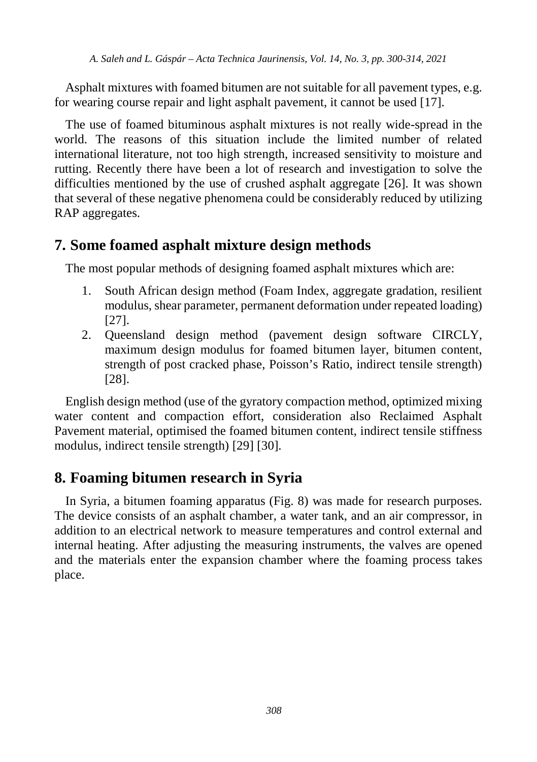Asphalt mixtures with foamed bitumen are not suitable for all pavement types, e.g. for wearing course repair and light asphalt pavement, it cannot be used [17].

The use of foamed bituminous asphalt mixtures is not really wide-spread in the world. The reasons of this situation include the limited number of related international literature, not too high strength, increased sensitivity to moisture and rutting. Recently there have been a lot of research and investigation to solve the difficulties mentioned by the use of crushed asphalt aggregate [26]. It was shown that several of these negative phenomena could be considerably reduced by utilizing RAP aggregates.

## 7. Some foamed asphalt mixture design methods

The most popular methods of designing foamed asphalt mixtures which are:

1. South African design method (Foam Index, aggregate gradation, resilient modulus, shear parameter, permanent deformation under repeated loading) [27].
2. Queensland design method (pavement design software CIRCLY, maximum design modulus for foamed bitumen layer, bitumen content, strength of post cracked phase, Poisson's Ratio, indirect tensile strength) [28].

English design method (use of the gyratory compaction method, optimized mixing water content and compaction effort, consideration also Reclaimed Asphalt Pavement material, optimised the foamed bitumen content, indirect tensile stiffness modulus, indirect tensile strength) [29] [30].

## 8. Foaming bitumen research in Syria

In Syria, a bitumen foaming apparatus (Fig. 8) was made for research purposes. The device consists of an asphalt chamber, a water tank, and an air compressor, in addition to an electrical network to measure temperatures and control external and internal heating. After adjusting the measuring instruments, the valves are opened and the materials enter the expansion chamber where the foaming process takes place.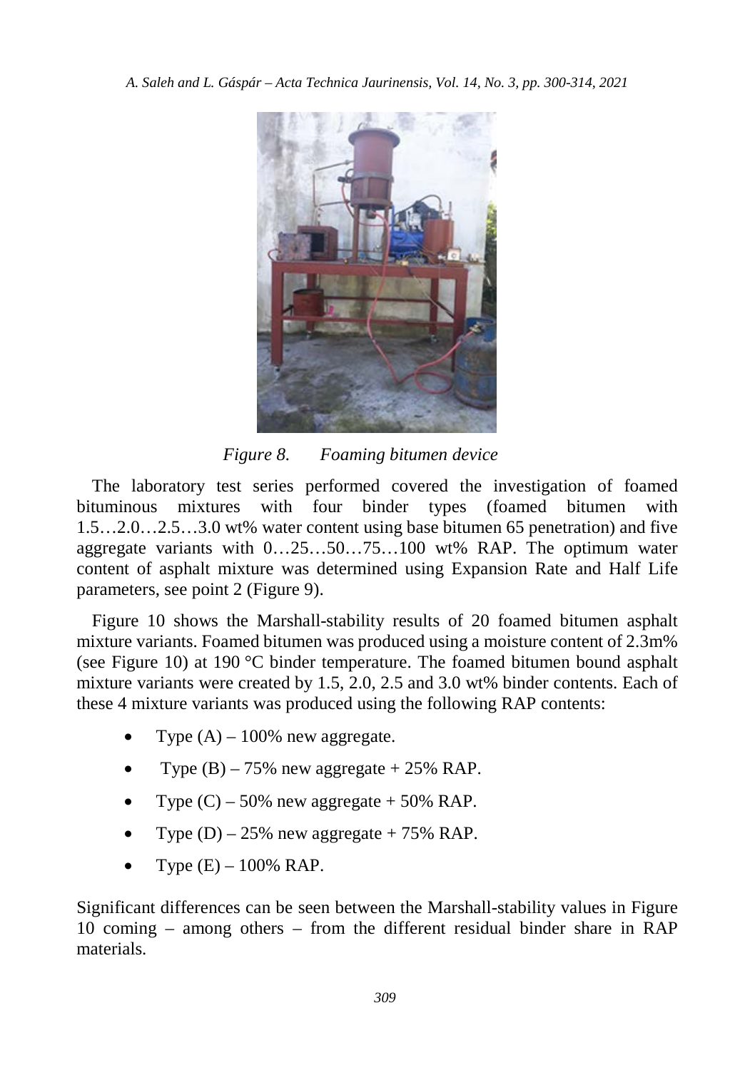*Figure 8. Foaming bitumen device*

The laboratory test series performed covered the investigation of foamed bituminous mixtures with four binder types (foamed bitumen with 1.5…2.0…2.5…3.0 wt% water content using base bitumen 65 penetration) and five aggregate variants with 0…25…50…75…100 wt% RAP. The optimum water content of asphalt mixture was determined using Expansion Rate and Half Life parameters, see point 2 (Figure 9).

Figure 10 shows the Marshall-stability results of 20 foamed bitumen asphalt mixture variants. Foamed bitumen was produced using a moisture content of 2.3m% (see Figure 10) at 190 °C binder temperature. The foamed bitumen bound asphalt mixture variants were created by 1.5, 2.0, 2.5 and 3.0 wt% binder contents. Each of these 4 mixture variants was produced using the following RAP contents:

- Type (A) – 100% new aggregate.
- Type (B) – 75% new aggregate + 25% RAP.
- Type (C) – 50% new aggregate + 50% RAP.
- Type (D) – 25% new aggregate + 75% RAP.
- Type (E) – 100% RAP.

Significant differences can be seen between the Marshall-stability values in Figure 10 coming – among others – from the different residual binder share in RAP materials.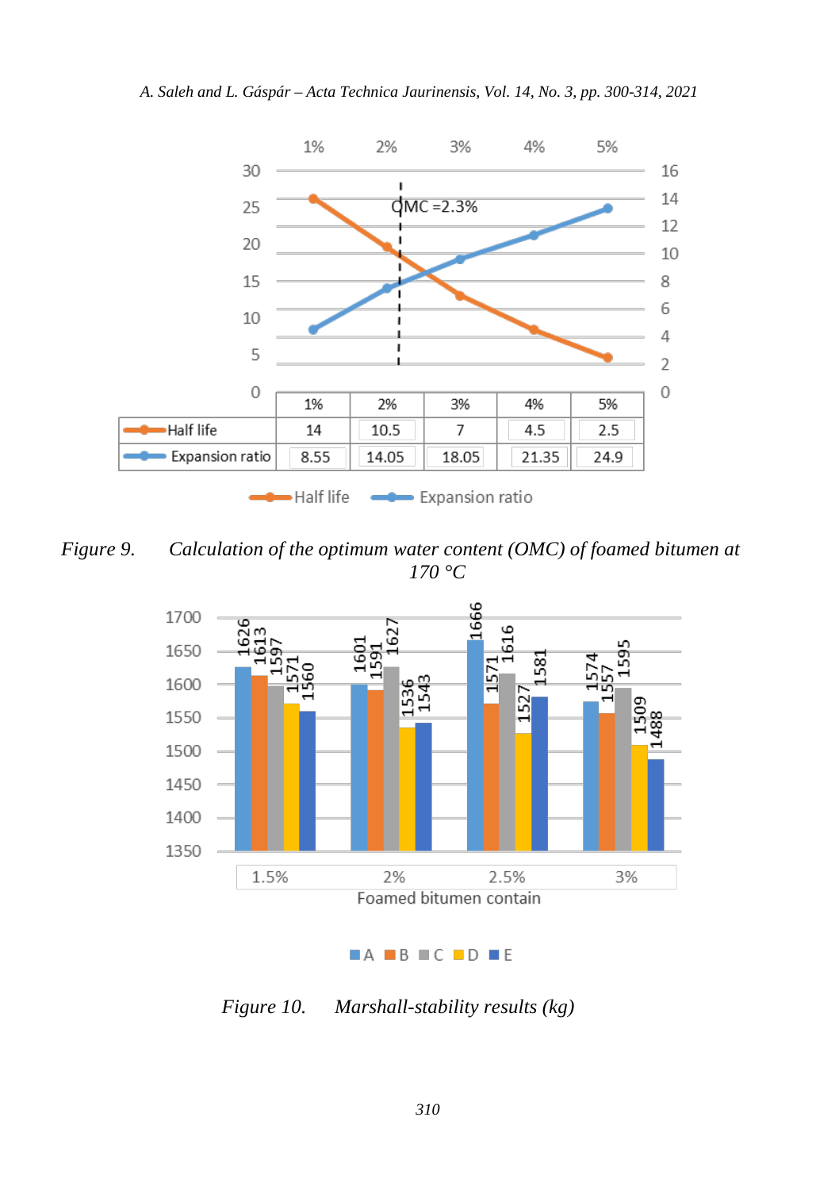| | 1% | 2% | 3% | 4% | 5% |
|---|---|---|---|---|---|
| Half life | 14 | 10.5 | 7 | 4.5 | 2.5 |
| Expansion ratio | 8.55 | 14.05 | 18.05 | 21.35 | 24.9 |

*Figure 9. Calculation of the optimum water content (OMC) of foamed bitumen at 170 °C*

| Foamed bitumen contain | A | B | C | D | E |
|---|---|---|---|---|---|
| 1.5% | 1626 | 1613 | 1597 | 1571 | 1560 |
| 2% | 1601 | 1591 | 1627 | 1536 | 1543 |
| 2.5% | 1666 | 1571 | 1616 | 1527 | 1581 |
| 3% | 1574 | 1557 | 1595 | 1509 | 1488 |

*Figure 10. Marshall-stability results (kg)*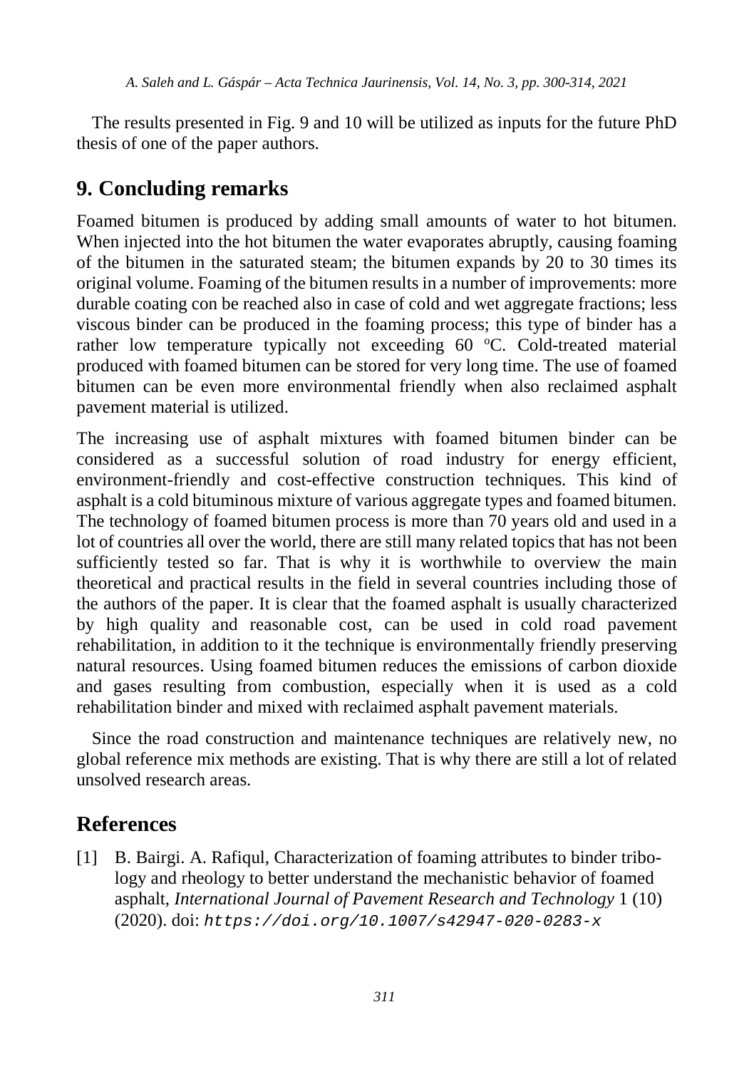The results presented in Fig. 9 and 10 will be utilized as inputs for the future PhD thesis of one of the paper authors.

## 9. Concluding remarks

Foamed bitumen is produced by adding small amounts of water to hot bitumen. When injected into the hot bitumen the water evaporates abruptly, causing foaming of the bitumen in the saturated steam; the bitumen expands by 20 to 30 times its original volume. Foaming of the bitumen results in a number of improvements: more durable coating con be reached also in case of cold and wet aggregate fractions; less viscous binder can be produced in the foaming process; this type of binder has a rather low temperature typically not exceeding 60 $^{o}$C. Cold-treated material produced with foamed bitumen can be stored for very long time. The use of foamed bitumen can be even more environmental friendly when also reclaimed asphalt pavement material is utilized.

The increasing use of asphalt mixtures with foamed bitumen binder can be considered as a successful solution of road industry for energy efficient, environment-friendly and cost-effective construction techniques. This kind of asphalt is a cold bituminous mixture of various aggregate types and foamed bitumen. The technology of foamed bitumen process is more than 70 years old and used in a lot of countries all over the world, there are still many related topics that has not been sufficiently tested so far. That is why it is worthwhile to overview the main theoretical and practical results in the field in several countries including those of the authors of the paper. It is clear that the foamed asphalt is usually characterized by high quality and reasonable cost, can be used in cold road pavement rehabilitation, in addition to it the technique is environmentally friendly preserving natural resources. Using foamed bitumen reduces the emissions of carbon dioxide and gases resulting from combustion, especially when it is used as a cold rehabilitation binder and mixed with reclaimed asphalt pavement materials.

Since the road construction and maintenance techniques are relatively new, no global reference mix methods are existing. That is why there are still a lot of related unsolved research areas.

## References

[1] B. Bairgi. A. Rafiqul, Characterization of foaming attributes to binder tribology and rheology to better understand the mechanistic behavior of foamed asphalt, *International Journal of Pavement Research and Technology* 1 (10) (2020). doi: `https://doi.org/10.1007/s42947-020-0283-x`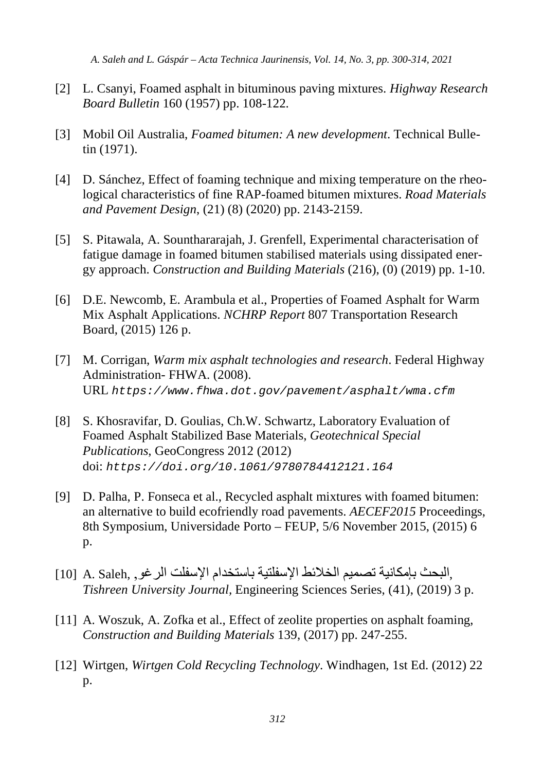[2] L. Csanyi, Foamed asphalt in bituminous paving mixtures. *Highway Research Board Bulletin* 160 (1957) pp. 108-122.

[3] Mobil Oil Australia, *Foamed bitumen: A new development*. Technical Bulletin (1971).

[4] D. Sánchez, Effect of foaming technique and mixing temperature on the rheological characteristics of fine RAP-foamed bitumen mixtures. *Road Materials and Pavement Design*, (21) (8) (2020) pp. 2143-2159.

[5] S. Pitawala, A. Sounthararajah, J. Grenfell, Experimental characterisation of fatigue damage in foamed bitumen stabilised materials using dissipated energy approach. *Construction and Building Materials* (216), (0) (2019) pp. 1-10.

[6] D.E. Newcomb, E. Arambula et al., Properties of Foamed Asphalt for Warm Mix Asphalt Applications. *NCHRP Report* 807 Transportation Research Board, (2015) 126 p.

[7] M. Corrigan, *Warm mix asphalt technologies and research*. Federal Highway Administration- FHWA. (2008). URL `https://www.fhwa.dot.gov/pavement/asphalt/wma.cfm`

[8] S. Khosravifar, D. Goulias, Ch.W. Schwartz, Laboratory Evaluation of Foamed Asphalt Stabilized Base Materials, *Geotechnical Special Publications*, GeoCongress 2012 (2012) doi: `https://doi.org/10.1061/9780784412121.164`

[9] D. Palha, P. Fonseca et al., Recycled asphalt mixtures with foamed bitumen: an alternative to build ecofriendly road pavements. *AECEF2015* Proceedings, 8th Symposium, Universidade Porto – FEUP, 5/6 November 2015, (2015) 6 p.

[10] A. Saleh, البحث بإمكانية تصميم الخلائط الإسفلتية باستخدام الإسفلت الرغو, *Tishreen University Journal*, Engineering Sciences Series, (41), (2019) 3 p.

[11] A. Woszuk, A. Zofka et al., Effect of zeolite properties on asphalt foaming, *Construction and Building Materials* 139, (2017) pp. 247-255.

[12] Wirtgen, *Wirtgen Cold Recycling Technology*. Windhagen, 1st Ed. (2012) 22 p.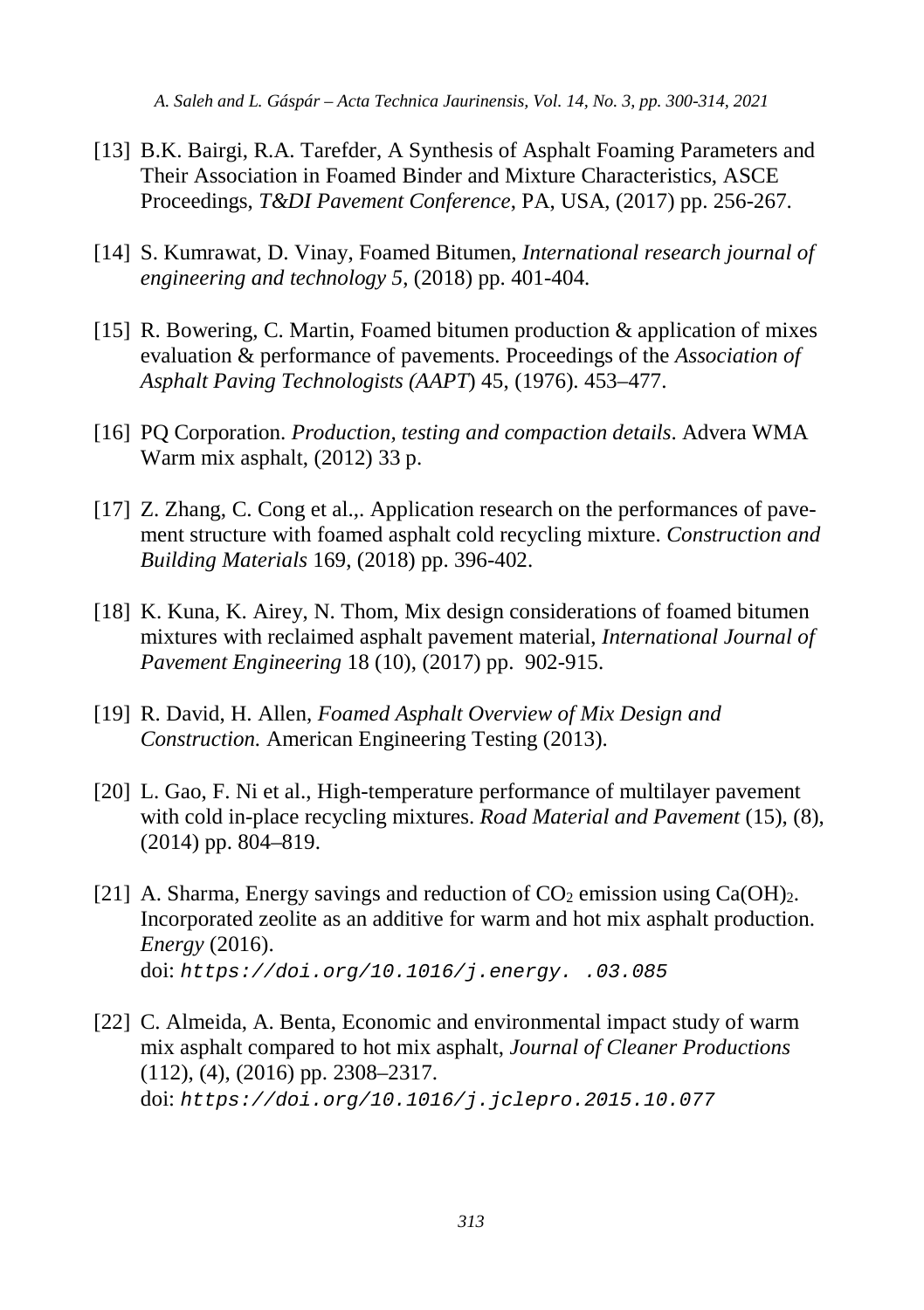[13] B.K. Bairgi, R.A. Tarefder, A Synthesis of Asphalt Foaming Parameters and Their Association in Foamed Binder and Mixture Characteristics, ASCE Proceedings, *T&DI Pavement Conference*, PA, USA, (2017) pp. 256-267.

[14] S. Kumrawat, D. Vinay, Foamed Bitumen, *International research journal of engineering and technology 5*, (2018) pp. 401-404.

[15] R. Bowering, C. Martin, Foamed bitumen production & application of mixes evaluation & performance of pavements. Proceedings of the *Association of Asphalt Paving Technologists (AAPT*) 45, (1976). 453–477.

[16] PQ Corporation. *Production, testing and compaction details*. Advera WMA Warm mix asphalt, (2012) 33 p.

[17] Z. Zhang, C. Cong et al.,. Application research on the performances of pavement structure with foamed asphalt cold recycling mixture. *Construction and Building Materials* 169, (2018) pp. 396-402.

[18] K. Kuna, K. Airey, N. Thom, Mix design considerations of foamed bitumen mixtures with reclaimed asphalt pavement material, *International Journal of Pavement Engineering* 18 (10), (2017) pp. 902-915.

[19] R. David, H. Allen, *Foamed Asphalt Overview of Mix Design and Construction.* American Engineering Testing (2013).

[20] L. Gao, F. Ni et al., High-temperature performance of multilayer pavement with cold in-place recycling mixtures. *Road Material and Pavement* (15), (8), (2014) pp. 804–819.

[21] A. Sharma, Energy savings and reduction of $CO_2$ emission using $Ca(OH)_2$. Incorporated zeolite as an additive for warm and hot mix asphalt production. *Energy* (2016).
doi: `https://doi.org/10.1016/j.energy. .03.085`

[22] C. Almeida, A. Benta, Economic and environmental impact study of warm mix asphalt compared to hot mix asphalt, *Journal of Cleaner Productions* (112), (4), (2016) pp. 2308–2317.
doi: `https://doi.org/10.1016/j.jclepro.2015.10.077`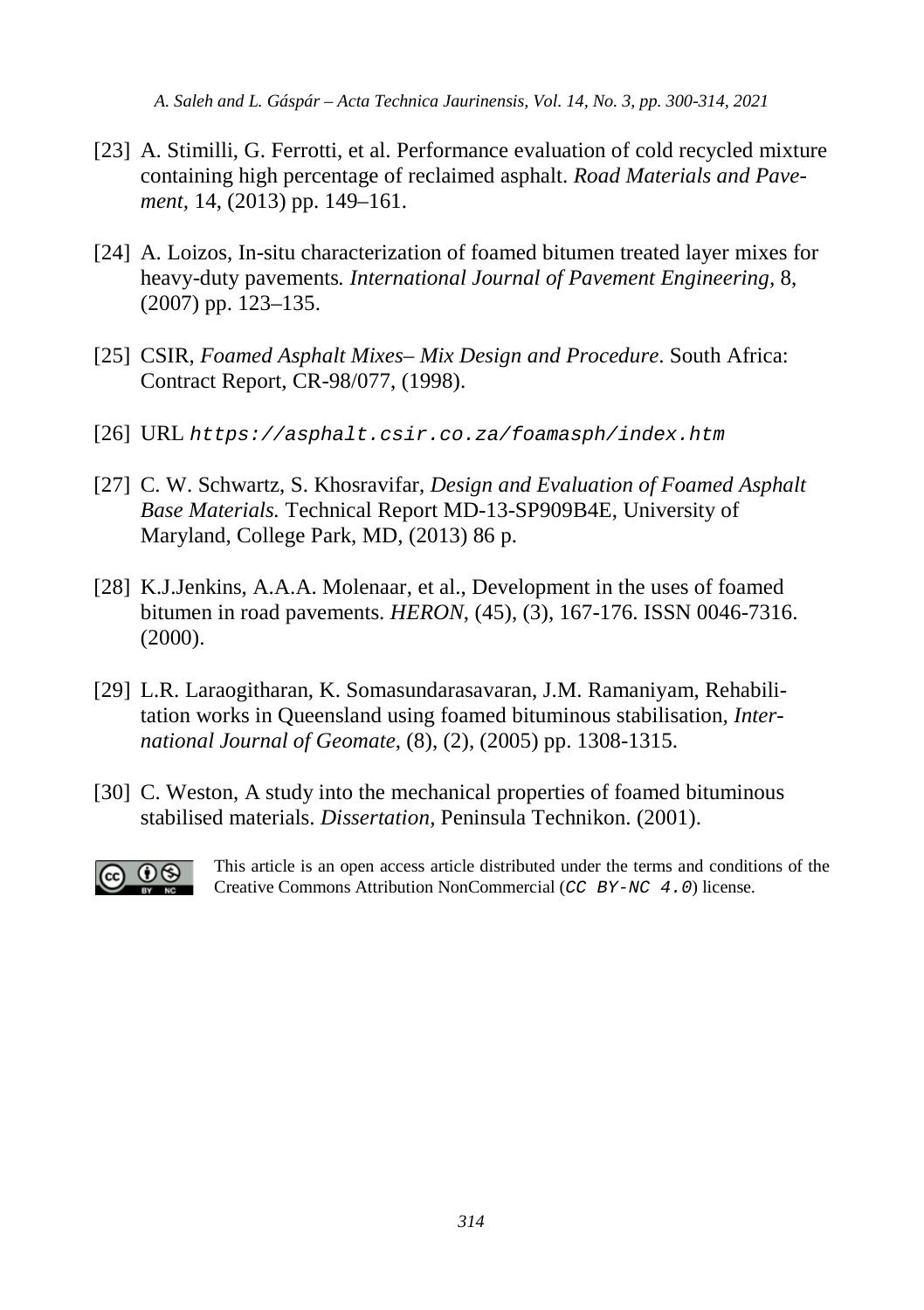[23] A. Stimilli, G. Ferrotti, et al. Performance evaluation of cold recycled mixture containing high percentage of reclaimed asphalt. *Road Materials and Pavement,* 14, (2013) pp. 149–161.

[24] A. Loizos, In-situ characterization of foamed bitumen treated layer mixes for heavy-duty pavements*. International Journal of Pavement Engineering,* 8, (2007) pp. 123–135.

[25] CSIR, *Foamed Asphalt Mixes– Mix Design and Procedure*. South Africa: Contract Report, CR-98/077, (1998).

[26] URL *https://asphalt.csir.co.za/foamasph/index.htm*

[27] C. W. Schwartz, S. Khosravifar, *Design and Evaluation of Foamed Asphalt Base Materials.* Technical Report MD-13-SP909B4E, University of Maryland, College Park, MD, (2013) 86 p.

[28] K.J.Jenkins, A.A.A. Molenaar, et al., Development in the uses of foamed bitumen in road pavements. *HERON*, (45), (3), 167-176. ISSN 0046-7316. (2000).

[29] L.R. Laraogitharan, K. Somasundarasavaran, J.M. Ramaniyam, Rehabilitation works in Queensland using foamed bituminous stabilisation*, International Journal of Geomate*, (8), (2), (2005) pp. 1308-1315.

[30] C. Weston, A study into the mechanical properties of foamed bituminous stabilised materials. *Dissertation*, Peninsula Technikon. (2001).

This article is an open access article distributed under the terms and conditions of the Creative Commons Attribution NonCommercial (*CC BY-NC 4.0*) license.